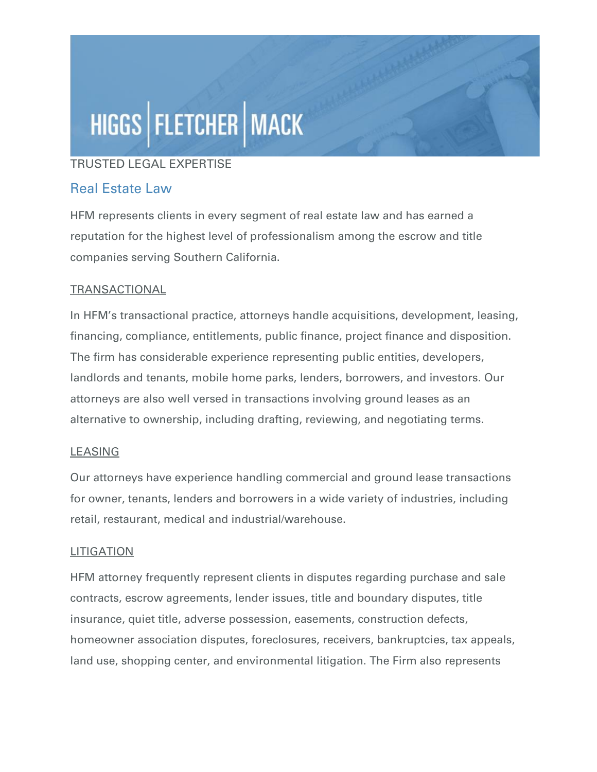# HIGGS | FLETCHER | MACK

TRUSTED LEGAL EXPERTISE

## Real Estate Law

HFM represents clients in every segment of real estate law and has earned a reputation for the highest level of professionalism among the escrow and title companies serving Southern California.

### TRANSACTIONAL

In HFM's transactional practice, attorneys handle acquisitions, development, leasing, financing, compliance, entitlements, public finance, project finance and disposition. The firm has considerable experience representing public entities, developers, landlords and tenants, mobile home parks, lenders, borrowers, and investors. Our attorneys are also well versed in transactions involving ground leases as an alternative to ownership, including drafting, reviewing, and negotiating terms.

### LEASING

Our attorneys have experience handling commercial and ground lease transactions for owner, tenants, lenders and borrowers in a wide variety of industries, including retail, restaurant, medical and industrial/warehouse.

### LITIGATION

HFM attorney frequently represent clients in disputes regarding purchase and sale contracts, escrow agreements, lender issues, title and boundary disputes, title insurance, quiet title, adverse possession, easements, construction defects, homeowner association disputes, foreclosures, receivers, bankruptcies, tax appeals, land use, shopping center, and environmental litigation. The Firm also represents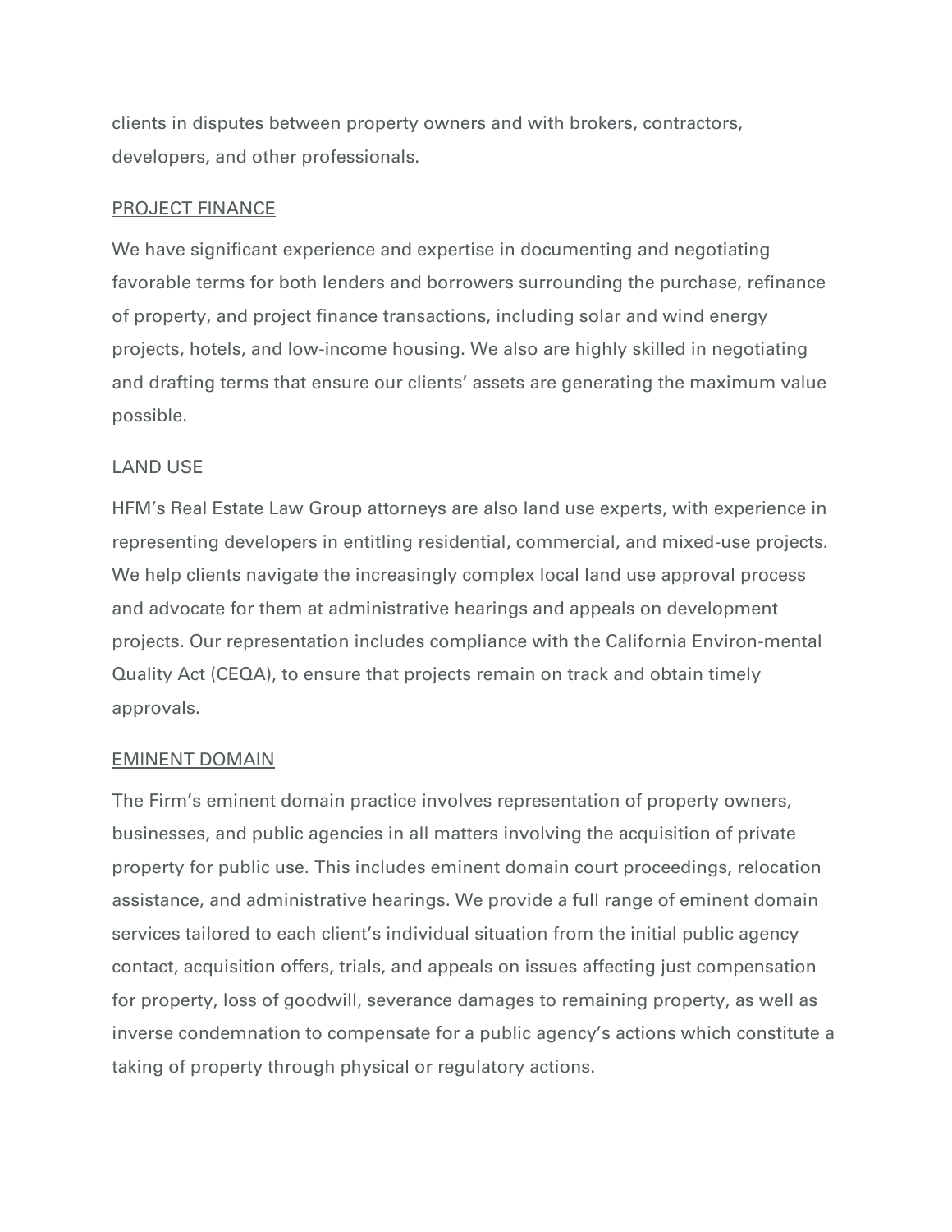clients in disputes between property owners and with brokers, contractors, developers, and other professionals.

## PROJECT FINANCE

We have significant experience and expertise in documenting and negotiating favorable terms for both lenders and borrowers surrounding the purchase, refinance of property, and project finance transactions, including solar and wind energy projects, hotels, and low-income housing. We also are highly skilled in negotiating and drafting terms that ensure our clients' assets are generating the maximum value possible.

## LAND USE

HFM's Real Estate Law Group attorneys are also land use experts, with experience in representing developers in entitling residential, commercial, and mixed-use projects. We help clients navigate the increasingly complex local land use approval process and advocate for them at administrative hearings and appeals on development projects. Our representation includes compliance with the California Environ-mental Quality Act (CEQA), to ensure that projects remain on track and obtain timely approvals.

## EMINENT DOMAIN

The Firm's eminent domain practice involves representation of property owners, businesses, and public agencies in all matters involving the acquisition of private property for public use. This includes eminent domain court proceedings, relocation assistance, and administrative hearings. We provide a full range of eminent domain services tailored to each client's individual situation from the initial public agency contact, acquisition offers, trials, and appeals on issues affecting just compensation for property, loss of goodwill, severance damages to remaining property, as well as inverse condemnation to compensate for a public agency's actions which constitute a taking of property through physical or regulatory actions.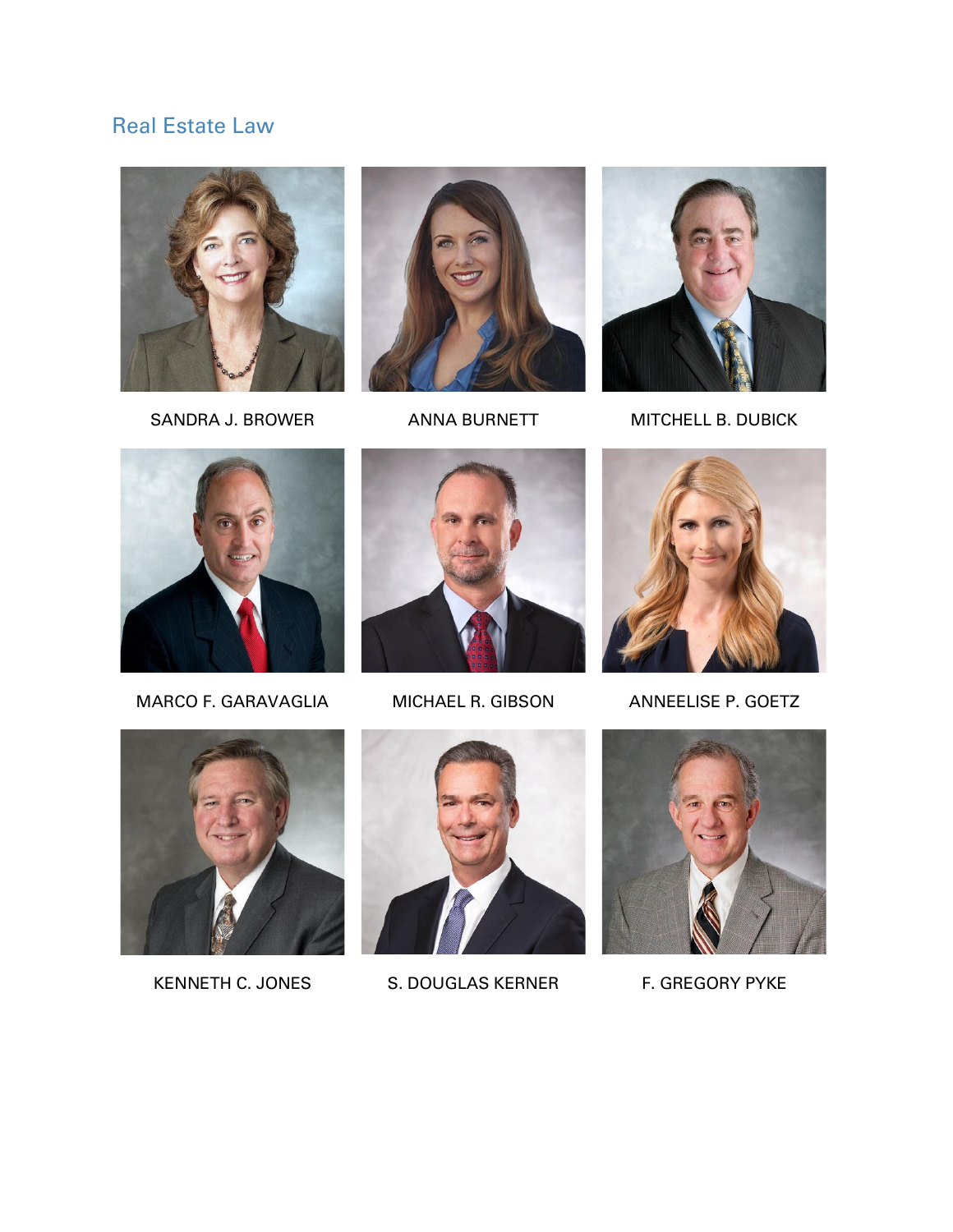## Real Estate Law

SANDRA J. BROWER

ANNA BURNETT

MITCHELL B. DUBICK

MARCO F. GARAVAGLIA

MICHAEL R. GIBSON

ANNEELISE P. GOETZ

KENNETH C. JONES

S. DOUGLAS KERNER

F. GREGORY PYKE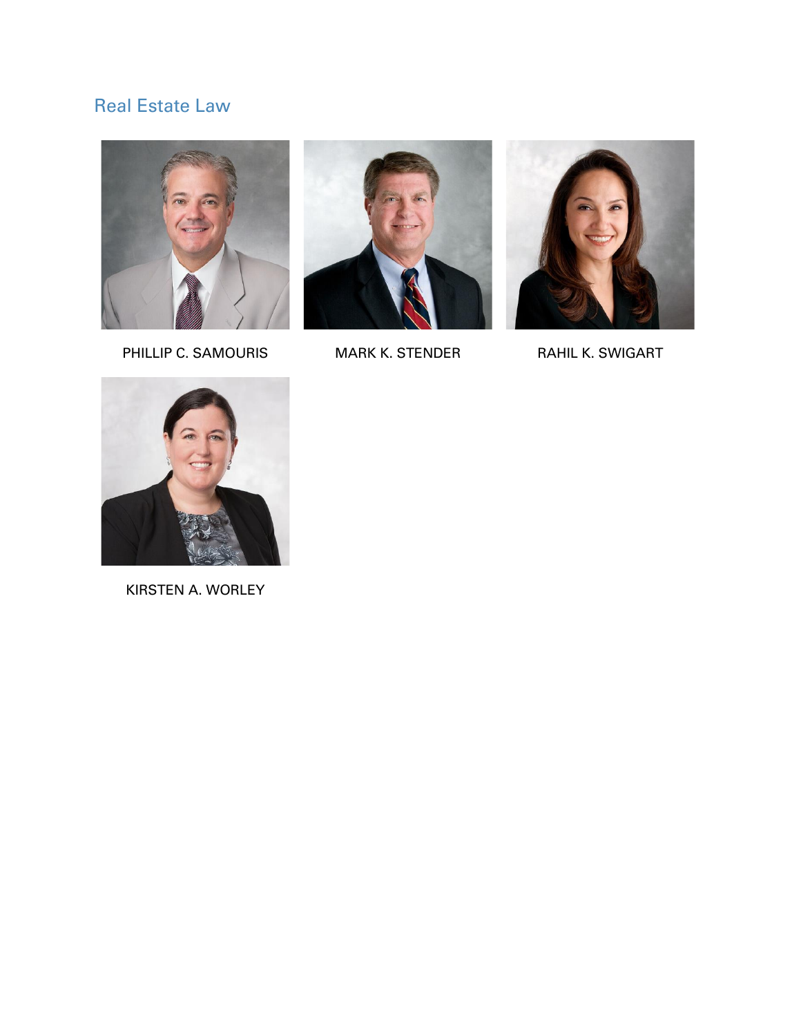## Real Estate Law

PHILLIP C. SAMOURIS

MARK K. STENDER

RAHIL K. SWIGART

KIRSTEN A. WORLEY